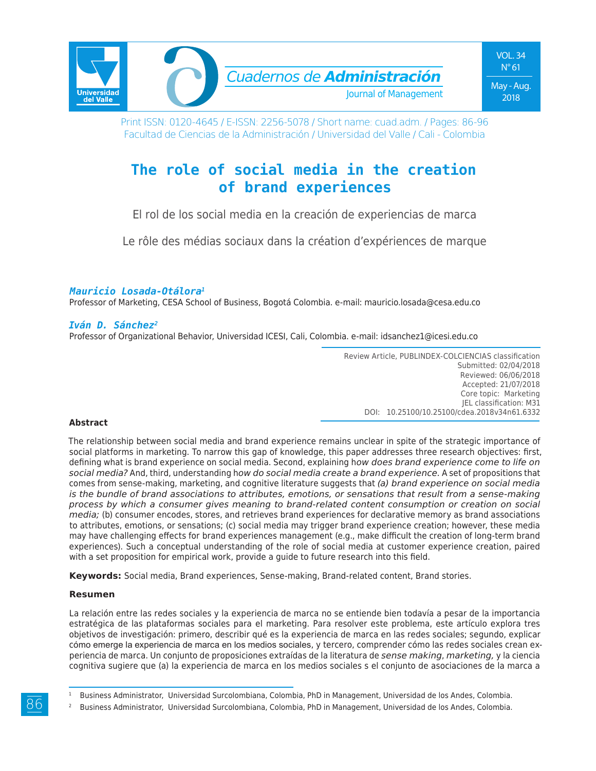Print ISSN: 0120-4645 / E-ISSN: 2256-5078 / Short name: cuad.adm. / Pages: 86-96
Facultad de Ciencias de la Administración / Universidad del Valle / Cali - Colombia

# The role of social media in the creation of brand experiences

El rol de los social media en la creación de experiencias de marca

Le rôle des médias sociaux dans la création d'expériences de marque

***Mauricio Losada-Otálora***[1]
Professor of Marketing, CESA School of Business, Bogotá Colombia. e-mail: mauricio.losada@cesa.edu.co

***Iván D. Sánchez***[2]
Professor of Organizational Behavior, Universidad ICESI, Cali, Colombia. e-mail: idsanchez1@icesi.edu.co

Review Article, PUBLINDEX-COLCIENCIAS classification
Submitted: 02/04/2018
Reviewed: 06/06/2018
Accepted: 21/07/2018
Core topic: Marketing
JEL classification: M31
DOI: 10.25100/10.25100/cdea.2018v34n61.6332

**Abstract**

The relationship between social media and brand experience remains unclear in spite of the strategic importance of social platforms in marketing. To narrow this gap of knowledge, this paper addresses three research objectives: first, defining what is brand experience on social media. Second, explaining ho*w does brand experience come to life on social media?* And, third, understanding h*ow do social media create a brand experience.* A set of propositions that comes from sense-making, marketing, and cognitive literature suggests that *(a) brand experience on social media is the bundle of brand associations to attributes, emotions, or sensations that result from a sense-making process by which a consumer gives meaning to brand-related content consumption or creation on social media;* (b) consumer encodes, stores, and retrieves brand experiences for declarative memory as brand associations to attributes, emotions, or sensations; (c) social media may trigger brand experience creation; however, these media may have challenging effects for brand experiences management (e.g., make difficult the creation of long-term brand experiences). Such a conceptual understanding of the role of social media at customer experience creation, paired with a set proposition for empirical work, provide a guide to future research into this field.

**Keywords:** Social media, Brand experiences, Sense-making, Brand-related content, Brand stories.

**Resumen**

La relación entre las redes sociales y la experiencia de marca no se entiende bien todavía a pesar de la importancia estratégica de las plataformas sociales para el marketing. Para resolver este problema, este artículo explora tres objetivos de investigación: primero, describir qué es la experiencia de marca en las redes sociales; segundo, explicar cómo emerge la experiencia de marca en los medios sociales, y tercero, comprender cómo las redes sociales crean experiencia de marca. Un conjunto de proposiciones extraídas de la literatura de *sense making*, *marketing,* y la ciencia cognitiva sugiere que (a) la experiencia de marca en los medios sociales s el conjunto de asociaciones de la marca a

[1] Business Administrator, Universidad Surcolombiana, Colombia, PhD in Management, Universidad de los Andes, Colombia.

[2] Business Administrator, Universidad Surcolombiana, Colombia, PhD in Management, Universidad de los Andes, Colombia.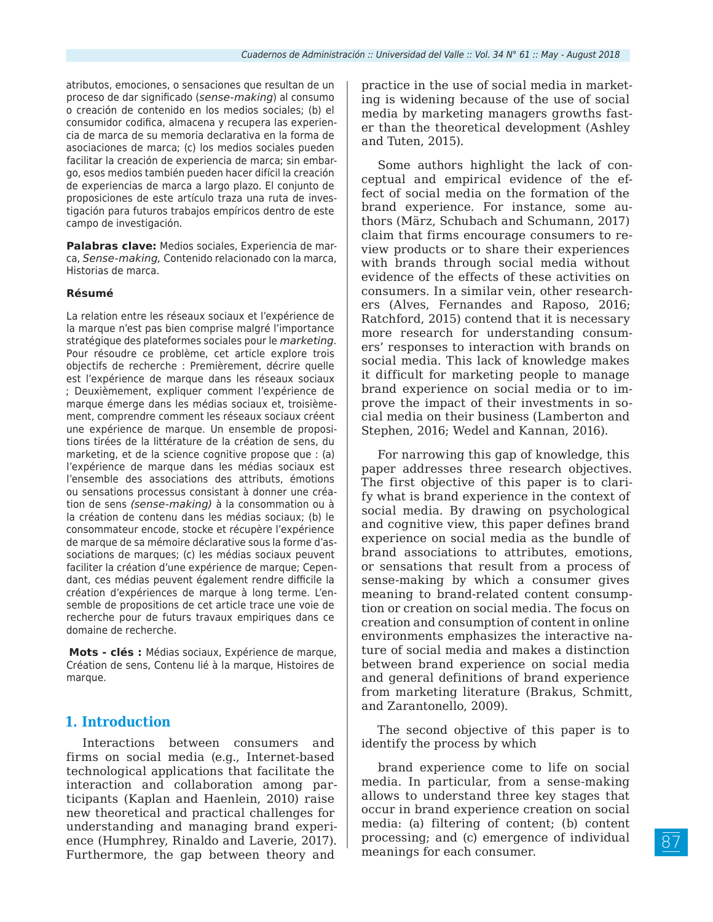atributos, emociones, o sensaciones que resultan de un proceso de dar significado (*sense-making*) al consumo o creación de contenido en los medios sociales; (b) el consumidor codifica, almacena y recupera las experiencia de marca de su memoria declarativa en la forma de asociaciones de marca; (c) los medios sociales pueden facilitar la creación de experiencia de marca; sin embargo, esos medios también pueden hacer difícil la creación de experiencias de marca a largo plazo. El conjunto de proposiciones de este artículo traza una ruta de investigación para futuros trabajos empíricos dentro de este campo de investigación.

**Palabras clave:** Medios sociales, Experiencia de marca, *Sense-making,* Contenido relacionado con la marca, Historias de marca.

**Résumé**

La relation entre les réseaux sociaux et l'expérience de la marque n'est pas bien comprise malgré l'importance stratégique des plateformes sociales pour le *marketing*. Pour résoudre ce problème, cet article explore trois objectifs de recherche : Premièrement, décrire quelle est l'expérience de marque dans les réseaux sociaux ; Deuxièmement, expliquer comment l'expérience de marque émerge dans les médias sociaux et, troisièmement, comprendre comment les réseaux sociaux créent une expérience de marque. Un ensemble de propositions tirées de la littérature de la création de sens, du marketing, et de la science cognitive propose que : (a) l'expérience de marque dans les médias sociaux est l'ensemble des associations des attributs, émotions ou sensations processus consistant à donner une création de sens *(sense-making)* à la consommation ou à la création de contenu dans les médias sociaux; (b) le consommateur encode, stocke et récupère l'expérience de marque de sa mémoire déclarative sous la forme d'associations de marques; (c) les médias sociaux peuvent faciliter la création d'une expérience de marque; Cependant, ces médias peuvent également rendre difficile la création d'expériences de marque à long terme. L'ensemble de propositions de cet article trace une voie de recherche pour de futurs travaux empiriques dans ce domaine de recherche.

**Mots - clés :** Médias sociaux, Expérience de marque, Création de sens, Contenu lié à la marque, Histoires de marque.

## 1. Introduction

Interactions between consumers and firms on social media (e.g., Internet-based technological applications that facilitate the interaction and collaboration among participants (Kaplan and Haenlein, 2010) raise new theoretical and practical challenges for understanding and managing brand experience (Humphrey, Rinaldo and Laverie, 2017). Furthermore, the gap between theory and practice in the use of social media in marketing is widening because of the use of social media by marketing managers growths faster than the theoretical development (Ashley and Tuten, 2015).

Some authors highlight the lack of conceptual and empirical evidence of the effect of social media on the formation of the brand experience. For instance, some authors (März, Schubach and Schumann, 2017) claim that firms encourage consumers to review products or to share their experiences with brands through social media without evidence of the effects of these activities on consumers. In a similar vein, other researchers (Alves, Fernandes and Raposo, 2016; Ratchford, 2015) contend that it is necessary more research for understanding consumers' responses to interaction with brands on social media. This lack of knowledge makes it difficult for marketing people to manage brand experience on social media or to improve the impact of their investments in social media on their business (Lamberton and Stephen, 2016; Wedel and Kannan, 2016).

For narrowing this gap of knowledge, this paper addresses three research objectives. The first objective of this paper is to clarify what is brand experience in the context of social media. By drawing on psychological and cognitive view, this paper defines brand experience on social media as the bundle of brand associations to attributes, emotions, or sensations that result from a process of sense-making by which a consumer gives meaning to brand-related content consumption or creation on social media. The focus on creation and consumption of content in online environments emphasizes the interactive nature of social media and makes a distinction between brand experience on social media and general definitions of brand experience from marketing literature (Brakus, Schmitt, and Zarantonello, 2009).

The second objective of this paper is to identify the process by which

brand experience come to life on social media. In particular, from a sense-making allows to understand three key stages that occur in brand experience creation on social media: (a) filtering of content; (b) content processing; and (c) emergence of individual meanings for each consumer.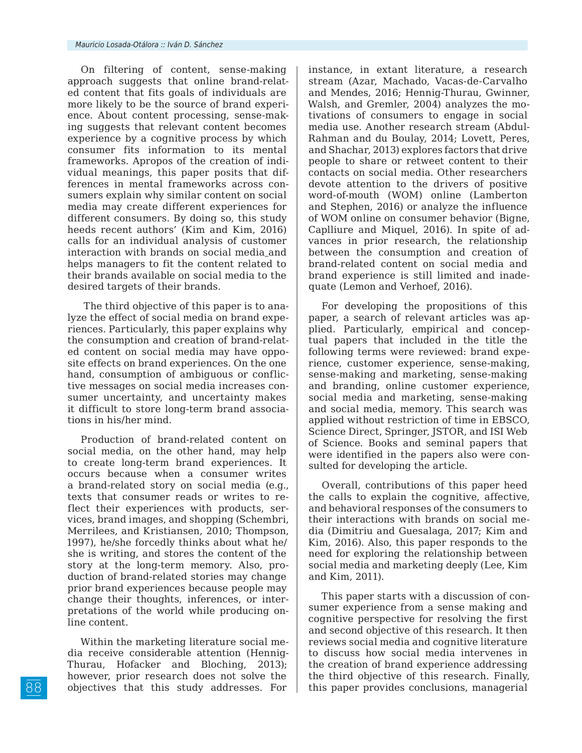On filtering of content, sense-making approach suggests that online brand-related content that fits goals of individuals are more likely to be the source of brand experience. About content processing, sense-making suggests that relevant content becomes experience by a cognitive process by which consumer fits information to its mental frameworks. Apropos of the creation of individual meanings, this paper posits that differences in mental frameworks across consumers explain why similar content on social media may create different experiences for different consumers. By doing so, this study heeds recent authors' (Kim and Kim, 2016) calls for an individual analysis of customer interaction with brands on social media and helps managers to fit the content related to their brands available on social media to the desired targets of their brands.

The third objective of this paper is to analyze the effect of social media on brand experiences. Particularly, this paper explains why the consumption and creation of brand-related content on social media may have opposite effects on brand experiences. On the one hand, consumption of ambiguous or conflictive messages on social media increases consumer uncertainty, and uncertainty makes it difficult to store long-term brand associations in his/her mind.

Production of brand-related content on social media, on the other hand, may help to create long-term brand experiences. It occurs because when a consumer writes a brand-related story on social media (e.g., texts that consumer reads or writes to reflect their experiences with products, services, brand images, and shopping (Schembri, Merrilees, and Kristiansen, 2010; Thompson, 1997), he/she forcedly thinks about what he/she is writing, and stores the content of the story at the long-term memory. Also, production of brand-related stories may change prior brand experiences because people may change their thoughts, inferences, or interpretations of the world while producing online content.

Within the marketing literature social media receive considerable attention (Hennig-Thurau, Hofacker and Bloching, 2013); however, prior research does not solve the objectives that this study addresses. For instance, in extant literature, a research stream (Azar, Machado, Vacas-de-Carvalho and Mendes, 2016; Hennig-Thurau, Gwinner, Walsh, and Gremler, 2004) analyzes the motivations of consumers to engage in social media use. Another research stream (Abdul-Rahman and du Boulay, 2014; Lovett, Peres, and Shachar, 2013) explores factors that drive people to share or retweet content to their contacts on social media. Other researchers devote attention to the drivers of positive word-of-mouth (WOM) online (Lamberton and Stephen, 2016) or analyze the influence of WOM online on consumer behavior (Bigne, Caplliure and Miquel, 2016). In spite of advances in prior research, the relationship between the consumption and creation of brand-related content on social media and brand experience is still limited and inadequate (Lemon and Verhoef, 2016).

For developing the propositions of this paper, a search of relevant articles was applied. Particularly, empirical and conceptual papers that included in the title the following terms were reviewed: brand experience, customer experience, sense-making, sense-making and marketing, sense-making and branding, online customer experience, social media and marketing, sense-making and social media, memory. This search was applied without restriction of time in EBSCO, Science Direct, Springer, JSTOR, and ISI Web of Science. Books and seminal papers that were identified in the papers also were consulted for developing the article.

Overall, contributions of this paper heed the calls to explain the cognitive, affective, and behavioral responses of the consumers to their interactions with brands on social media (Dimitriu and Guesalaga, 2017; Kim and Kim, 2016). Also, this paper responds to the need for exploring the relationship between social media and marketing deeply (Lee, Kim and Kim, 2011).

This paper starts with a discussion of consumer experience from a sense making and cognitive perspective for resolving the first and second objective of this research. It then reviews social media and cognitive literature to discuss how social media intervenes in the creation of brand experience addressing the third objective of this research. Finally, this paper provides conclusions, managerial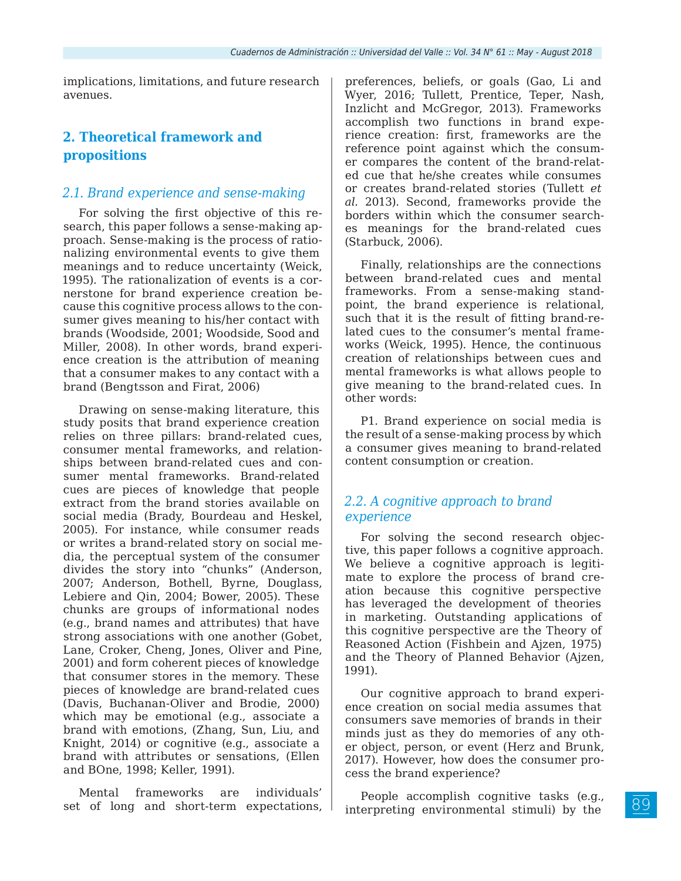implications, limitations, and future research avenues.

## 2. Theoretical framework and propositions

### *2.1. Brand experience and sense-making*

For solving the first objective of this research, this paper follows a sense-making approach. Sense-making is the process of rationalizing environmental events to give them meanings and to reduce uncertainty (Weick, 1995). The rationalization of events is a cornerstone for brand experience creation because this cognitive process allows to the consumer gives meaning to his/her contact with brands (Woodside, 2001; Woodside, Sood and Miller, 2008). In other words, brand experience creation is the attribution of meaning that a consumer makes to any contact with a brand (Bengtsson and Firat, 2006)

Drawing on sense-making literature, this study posits that brand experience creation relies on three pillars: brand-related cues, consumer mental frameworks, and relationships between brand-related cues and consumer mental frameworks. Brand-related cues are pieces of knowledge that people extract from the brand stories available on social media (Brady, Bourdeau and Heskel, 2005). For instance, while consumer reads or writes a brand-related story on social media, the perceptual system of the consumer divides the story into "chunks" (Anderson, 2007; Anderson, Bothell, Byrne, Douglass, Lebiere and Qin, 2004; Bower, 2005). These chunks are groups of informational nodes (e.g., brand names and attributes) that have strong associations with one another (Gobet, Lane, Croker, Cheng, Jones, Oliver and Pine, 2001) and form coherent pieces of knowledge that consumer stores in the memory. These pieces of knowledge are brand-related cues (Davis, Buchanan-Oliver and Brodie, 2000) which may be emotional (e.g., associate a brand with emotions, (Zhang, Sun, Liu, and Knight, 2014) or cognitive (e.g., associate a brand with attributes or sensations, (Ellen and BOne, 1998; Keller, 1991).

Mental frameworks are individuals' set of long and short-term expectations, preferences, beliefs, or goals (Gao, Li and Wyer, 2016; Tullett, Prentice, Teper, Nash, Inzlicht and McGregor, 2013). Frameworks accomplish two functions in brand experience creation: first, frameworks are the reference point against which the consumer compares the content of the brand-related cue that he/she creates while consumes or creates brand-related stories (Tullett *et al.* 2013). Second, frameworks provide the borders within which the consumer searches meanings for the brand-related cues (Starbuck, 2006).

Finally, relationships are the connections between brand-related cues and mental frameworks. From a sense-making standpoint, the brand experience is relational, such that it is the result of fitting brand-related cues to the consumer's mental frameworks (Weick, 1995). Hence, the continuous creation of relationships between cues and mental frameworks is what allows people to give meaning to the brand-related cues. In other words:

P1. Brand experience on social media is the result of a sense-making process by which a consumer gives meaning to brand-related content consumption or creation.

### *2.2. A cognitive approach to brand experience*

For solving the second research objective, this paper follows a cognitive approach. We believe a cognitive approach is legitimate to explore the process of brand creation because this cognitive perspective has leveraged the development of theories in marketing. Outstanding applications of this cognitive perspective are the Theory of Reasoned Action (Fishbein and Ajzen, 1975) and the Theory of Planned Behavior (Ajzen, 1991).

Our cognitive approach to brand experience creation on social media assumes that consumers save memories of brands in their minds just as they do memories of any other object, person, or event (Herz and Brunk, 2017). However, how does the consumer process the brand experience?

People accomplish cognitive tasks (e.g., interpreting environmental stimuli) by the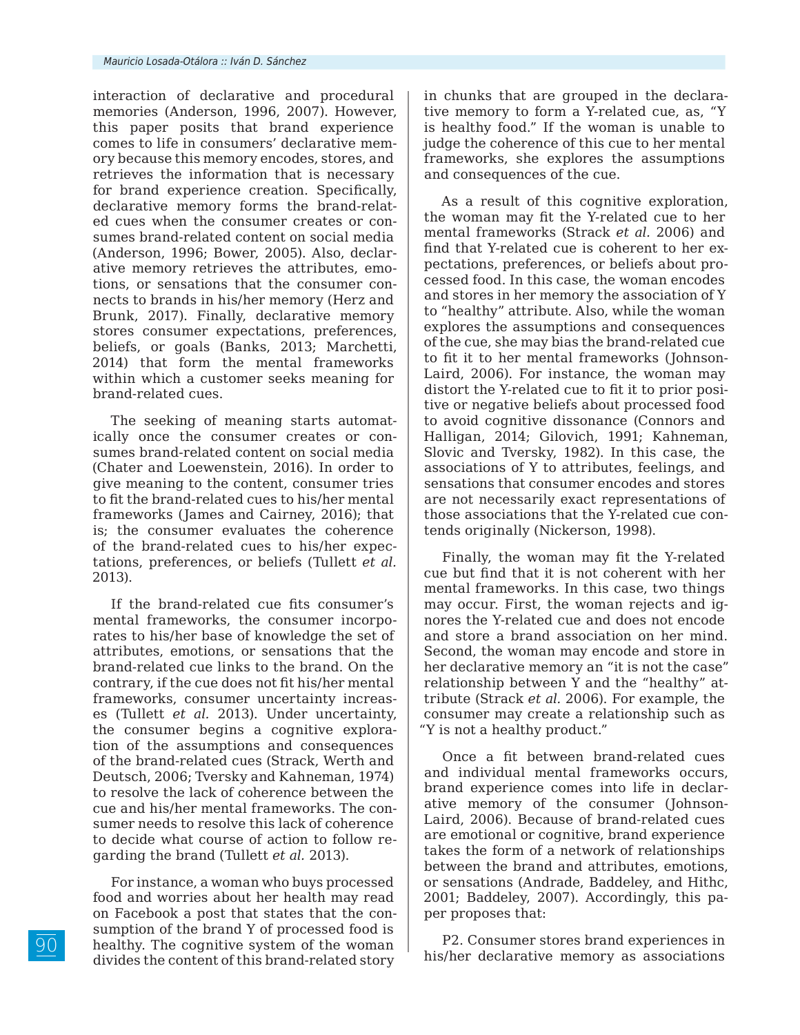interaction of declarative and procedural memories (Anderson, 1996, 2007). However, this paper posits that brand experience comes to life in consumers' declarative memory because this memory encodes, stores, and retrieves the information that is necessary for brand experience creation. Specifically, declarative memory forms the brand-related cues when the consumer creates or consumes brand-related content on social media (Anderson, 1996; Bower, 2005). Also, declarative memory retrieves the attributes, emotions, or sensations that the consumer connects to brands in his/her memory (Herz and Brunk, 2017). Finally, declarative memory stores consumer expectations, preferences, beliefs, or goals (Banks, 2013; Marchetti, 2014) that form the mental frameworks within which a customer seeks meaning for brand-related cues.

The seeking of meaning starts automatically once the consumer creates or consumes brand-related content on social media (Chater and Loewenstein, 2016). In order to give meaning to the content, consumer tries to fit the brand-related cues to his/her mental frameworks (James and Cairney, 2016); that is; the consumer evaluates the coherence of the brand-related cues to his/her expectations, preferences, or beliefs (Tullett *et al.* 2013).

If the brand-related cue fits consumer's mental frameworks, the consumer incorporates to his/her base of knowledge the set of attributes, emotions, or sensations that the brand-related cue links to the brand. On the contrary, if the cue does not fit his/her mental frameworks, consumer uncertainty increases (Tullett *et al.* 2013). Under uncertainty, the consumer begins a cognitive exploration of the assumptions and consequences of the brand-related cues (Strack, Werth and Deutsch, 2006; Tversky and Kahneman, 1974) to resolve the lack of coherence between the cue and his/her mental frameworks. The consumer needs to resolve this lack of coherence to decide what course of action to follow regarding the brand (Tullett *et al.* 2013).

For instance, a woman who buys processed food and worries about her health may read on Facebook a post that states that the consumption of the brand Y of processed food is healthy. The cognitive system of the woman divides the content of this brand-related story in chunks that are grouped in the declarative memory to form a Y-related cue, as, "Y is healthy food." If the woman is unable to judge the coherence of this cue to her mental frameworks, she explores the assumptions and consequences of the cue.

As a result of this cognitive exploration, the woman may fit the Y-related cue to her mental frameworks (Strack *et al.* 2006) and find that Y-related cue is coherent to her expectations, preferences, or beliefs about processed food. In this case, the woman encodes and stores in her memory the association of Y to "healthy" attribute. Also, while the woman explores the assumptions and consequences of the cue, she may bias the brand-related cue to fit it to her mental frameworks (Johnson-Laird, 2006). For instance, the woman may distort the Y-related cue to fit it to prior positive or negative beliefs about processed food to avoid cognitive dissonance (Connors and Halligan, 2014; Gilovich, 1991; Kahneman, Slovic and Tversky, 1982). In this case, the associations of Y to attributes, feelings, and sensations that consumer encodes and stores are not necessarily exact representations of those associations that the Y-related cue contends originally (Nickerson, 1998).

Finally, the woman may fit the Y-related cue but find that it is not coherent with her mental frameworks. In this case, two things may occur. First, the woman rejects and ignores the Y-related cue and does not encode and store a brand association on her mind. Second, the woman may encode and store in her declarative memory an "it is not the case" relationship between Y and the "healthy" attribute (Strack *et al.* 2006). For example, the consumer may create a relationship such as "Y is not a healthy product."

Once a fit between brand-related cues and individual mental frameworks occurs, brand experience comes into life in declarative memory of the consumer (Johnson-Laird, 2006). Because of brand-related cues are emotional or cognitive, brand experience takes the form of a network of relationships between the brand and attributes, emotions, or sensations (Andrade, Baddeley, and Hithc, 2001; Baddeley, 2007). Accordingly, this paper proposes that:

P2. Consumer stores brand experiences in his/her declarative memory as associations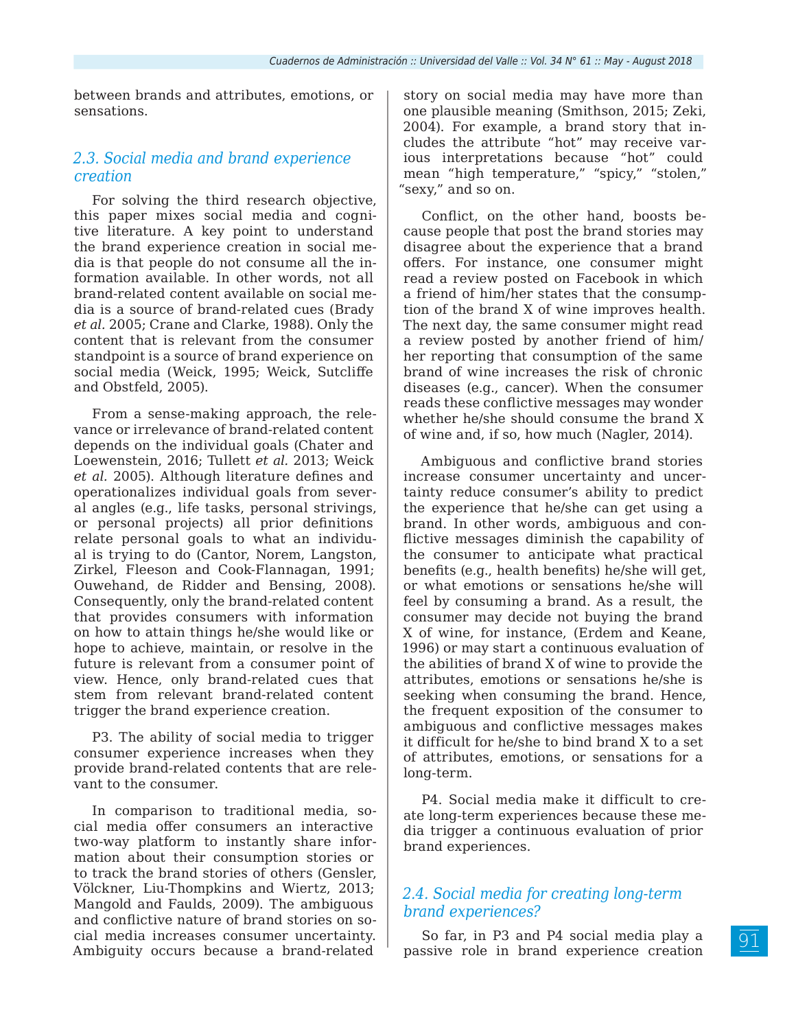between brands and attributes, emotions, or sensations.

### *2.3. Social media and brand experience creation*

For solving the third research objective, this paper mixes social media and cognitive literature. A key point to understand the brand experience creation in social media is that people do not consume all the information available. In other words, not all brand-related content available on social media is a source of brand-related cues (Brady *et al.* 2005; Crane and Clarke, 1988). Only the content that is relevant from the consumer standpoint is a source of brand experience on social media (Weick, 1995; Weick, Sutcliffe and Obstfeld, 2005).

From a sense-making approach, the relevance or irrelevance of brand-related content depends on the individual goals (Chater and Loewenstein, 2016; Tullett *et al.* 2013; Weick *et al.* 2005). Although literature defines and operationalizes individual goals from several angles (e.g., life tasks, personal strivings, or personal projects) all prior definitions relate personal goals to what an individual is trying to do (Cantor, Norem, Langston, Zirkel, Fleeson and Cook-Flannagan, 1991; Ouwehand, de Ridder and Bensing, 2008). Consequently, only the brand-related content that provides consumers with information on how to attain things he/she would like or hope to achieve, maintain, or resolve in the future is relevant from a consumer point of view. Hence, only brand-related cues that stem from relevant brand-related content trigger the brand experience creation.

P3. The ability of social media to trigger consumer experience increases when they provide brand-related contents that are relevant to the consumer.

In comparison to traditional media, social media offer consumers an interactive two-way platform to instantly share information about their consumption stories or to track the brand stories of others (Gensler, Völckner, Liu-Thompkins and Wiertz, 2013; Mangold and Faulds, 2009). The ambiguous and conflictive nature of brand stories on social media increases consumer uncertainty. Ambiguity occurs because a brand-related story on social media may have more than one plausible meaning (Smithson, 2015; Zeki, 2004). For example, a brand story that includes the attribute "hot" may receive various interpretations because "hot" could mean "high temperature," "spicy," "stolen," "sexy," and so on.

Conflict, on the other hand, boosts because people that post the brand stories may disagree about the experience that a brand offers. For instance, one consumer might read a review posted on Facebook in which a friend of him/her states that the consumption of the brand X of wine improves health. The next day, the same consumer might read a review posted by another friend of him/her reporting that consumption of the same brand of wine increases the risk of chronic diseases (e.g., cancer). When the consumer reads these conflictive messages may wonder whether he/she should consume the brand X of wine and, if so, how much (Nagler, 2014).

Ambiguous and conflictive brand stories increase consumer uncertainty and uncertainty reduce consumer's ability to predict the experience that he/she can get using a brand. In other words, ambiguous and conflictive messages diminish the capability of the consumer to anticipate what practical benefits (e.g., health benefits) he/she will get, or what emotions or sensations he/she will feel by consuming a brand. As a result, the consumer may decide not buying the brand X of wine, for instance, (Erdem and Keane, 1996) or may start a continuous evaluation of the abilities of brand X of wine to provide the attributes, emotions or sensations he/she is seeking when consuming the brand. Hence, the frequent exposition of the consumer to ambiguous and conflictive messages makes it difficult for he/she to bind brand X to a set of attributes, emotions, or sensations for a long-term.

P4. Social media make it difficult to create long-term experiences because these media trigger a continuous evaluation of prior brand experiences.

### *2.4. Social media for creating long-term brand experiences?*

So far, in P3 and P4 social media play a passive role in brand experience creation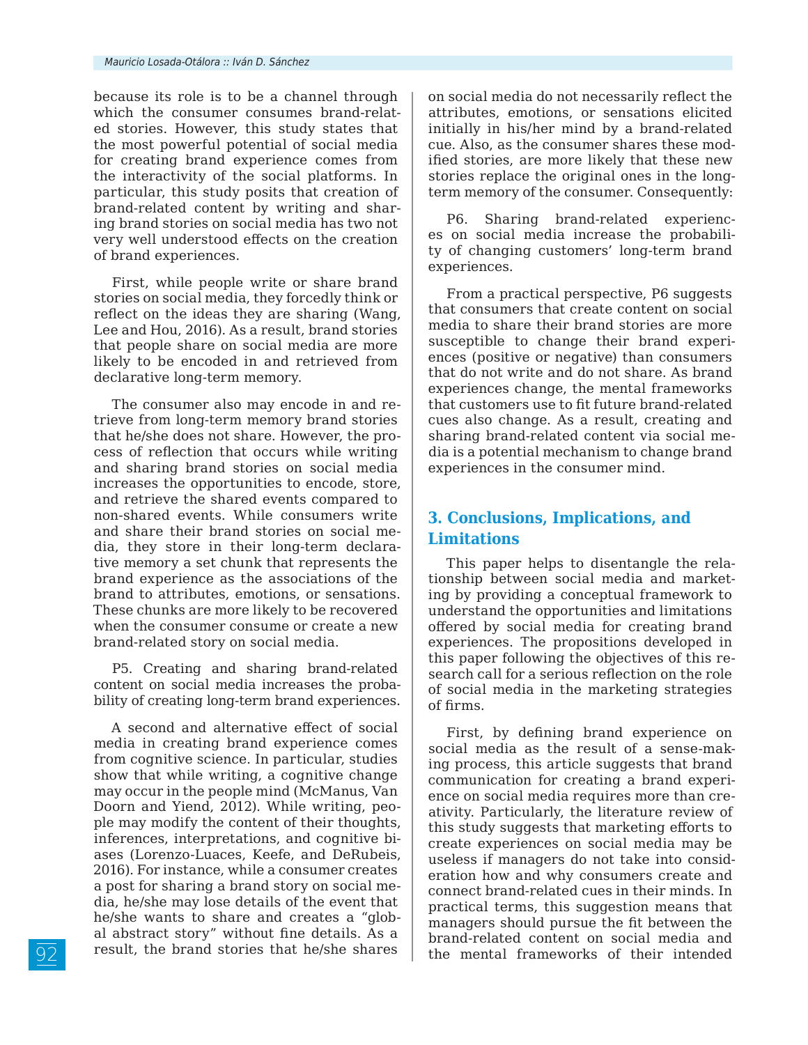because its role is to be a channel through which the consumer consumes brand-related stories. However, this study states that the most powerful potential of social media for creating brand experience comes from the interactivity of the social platforms. In particular, this study posits that creation of brand-related content by writing and sharing brand stories on social media has two not very well understood effects on the creation of brand experiences.

First, while people write or share brand stories on social media, they forcedly think or reflect on the ideas they are sharing (Wang, Lee and Hou, 2016). As a result, brand stories that people share on social media are more likely to be encoded in and retrieved from declarative long-term memory.

The consumer also may encode in and retrieve from long-term memory brand stories that he/she does not share. However, the process of reflection that occurs while writing and sharing brand stories on social media increases the opportunities to encode, store, and retrieve the shared events compared to non-shared events. While consumers write and share their brand stories on social media, they store in their long-term declarative memory a set chunk that represents the brand experience as the associations of the brand to attributes, emotions, or sensations. These chunks are more likely to be recovered when the consumer consume or create a new brand-related story on social media.

P5. Creating and sharing brand-related content on social media increases the probability of creating long-term brand experiences.

A second and alternative effect of social media in creating brand experience comes from cognitive science. In particular, studies show that while writing, a cognitive change may occur in the people mind (McManus, Van Doorn and Yiend, 2012). While writing, people may modify the content of their thoughts, inferences, interpretations, and cognitive biases (Lorenzo-Luaces, Keefe, and DeRubeis, 2016). For instance, while a consumer creates a post for sharing a brand story on social media, he/she may lose details of the event that he/she wants to share and creates a "global abstract story" without fine details. As a result, the brand stories that he/she shares on social media do not necessarily reflect the attributes, emotions, or sensations elicited initially in his/her mind by a brand-related cue. Also, as the consumer shares these modified stories, are more likely that these new stories replace the original ones in the long-term memory of the consumer. Consequently:

P6. Sharing brand-related experiences on social media increase the probability of changing customers' long-term brand experiences.

From a practical perspective, P6 suggests that consumers that create content on social media to share their brand stories are more susceptible to change their brand experiences (positive or negative) than consumers that do not write and do not share. As brand experiences change, the mental frameworks that customers use to fit future brand-related cues also change. As a result, creating and sharing brand-related content via social media is a potential mechanism to change brand experiences in the consumer mind.

## 3. Conclusions, Implications, and Limitations

This paper helps to disentangle the relationship between social media and marketing by providing a conceptual framework to understand the opportunities and limitations offered by social media for creating brand experiences. The propositions developed in this paper following the objectives of this research call for a serious reflection on the role of social media in the marketing strategies of firms.

First, by defining brand experience on social media as the result of a sense-making process, this article suggests that brand communication for creating a brand experience on social media requires more than creativity. Particularly, the literature review of this study suggests that marketing efforts to create experiences on social media may be useless if managers do not take into consideration how and why consumers create and connect brand-related cues in their minds. In practical terms, this suggestion means that managers should pursue the fit between the brand-related content on social media and the mental frameworks of their intended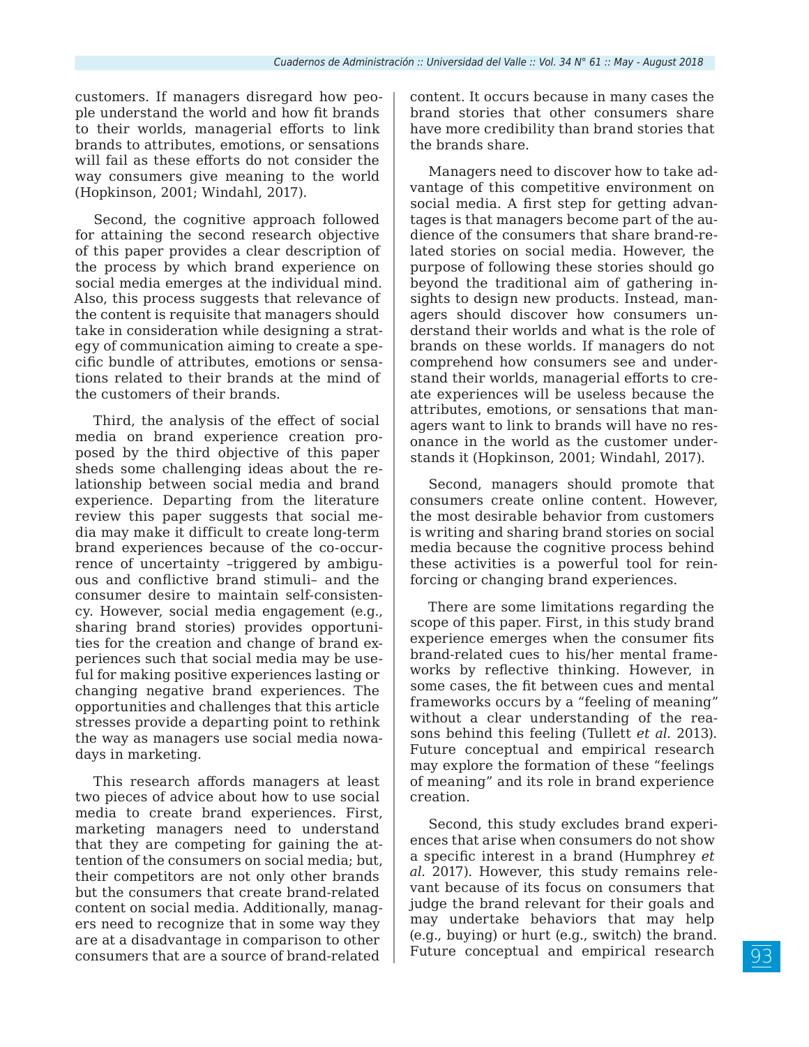customers. If managers disregard how people understand the world and how fit brands to their worlds, managerial efforts to link brands to attributes, emotions, or sensations will fail as these efforts do not consider the way consumers give meaning to the world (Hopkinson, 2001; Windahl, 2017).

Second, the cognitive approach followed for attaining the second research objective of this paper provides a clear description of the process by which brand experience on social media emerges at the individual mind. Also, this process suggests that relevance of the content is requisite that managers should take in consideration while designing a strategy of communication aiming to create a specific bundle of attributes, emotions or sensations related to their brands at the mind of the customers of their brands.

Third, the analysis of the effect of social media on brand experience creation proposed by the third objective of this paper sheds some challenging ideas about the relationship between social media and brand experience. Departing from the literature review this paper suggests that social media may make it difficult to create long-term brand experiences because of the co-occurrence of uncertainty –triggered by ambiguous and conflictive brand stimuli– and the consumer desire to maintain self-consistency. However, social media engagement (e.g., sharing brand stories) provides opportunities for the creation and change of brand experiences such that social media may be useful for making positive experiences lasting or changing negative brand experiences. The opportunities and challenges that this article stresses provide a departing point to rethink the way as managers use social media nowadays in marketing.

This research affords managers at least two pieces of advice about how to use social media to create brand experiences. First, marketing managers need to understand that they are competing for gaining the attention of the consumers on social media; but, their competitors are not only other brands but the consumers that create brand-related content on social media. Additionally, managers need to recognize that in some way they are at a disadvantage in comparison to other consumers that are a source of brand-related content. It occurs because in many cases the brand stories that other consumers share have more credibility than brand stories that the brands share.

Managers need to discover how to take advantage of this competitive environment on social media. A first step for getting advantages is that managers become part of the audience of the consumers that share brand-related stories on social media. However, the purpose of following these stories should go beyond the traditional aim of gathering insights to design new products. Instead, managers should discover how consumers understand their worlds and what is the role of brands on these worlds. If managers do not comprehend how consumers see and understand their worlds, managerial efforts to create experiences will be useless because the attributes, emotions, or sensations that managers want to link to brands will have no resonance in the world as the customer understands it (Hopkinson, 2001; Windahl, 2017).

Second, managers should promote that consumers create online content. However, the most desirable behavior from customers is writing and sharing brand stories on social media because the cognitive process behind these activities is a powerful tool for reinforcing or changing brand experiences.

There are some limitations regarding the scope of this paper. First, in this study brand experience emerges when the consumer fits brand-related cues to his/her mental frameworks by reflective thinking. However, in some cases, the fit between cues and mental frameworks occurs by a "feeling of meaning" without a clear understanding of the reasons behind this feeling (Tullett *et al.* 2013). Future conceptual and empirical research may explore the formation of these "feelings of meaning" and its role in brand experience creation.

Second, this study excludes brand experiences that arise when consumers do not show a specific interest in a brand (Humphrey *et al.* 2017). However, this study remains relevant because of its focus on consumers that judge the brand relevant for their goals and may undertake behaviors that may help (e.g., buying) or hurt (e.g., switch) the brand. Future conceptual and empirical research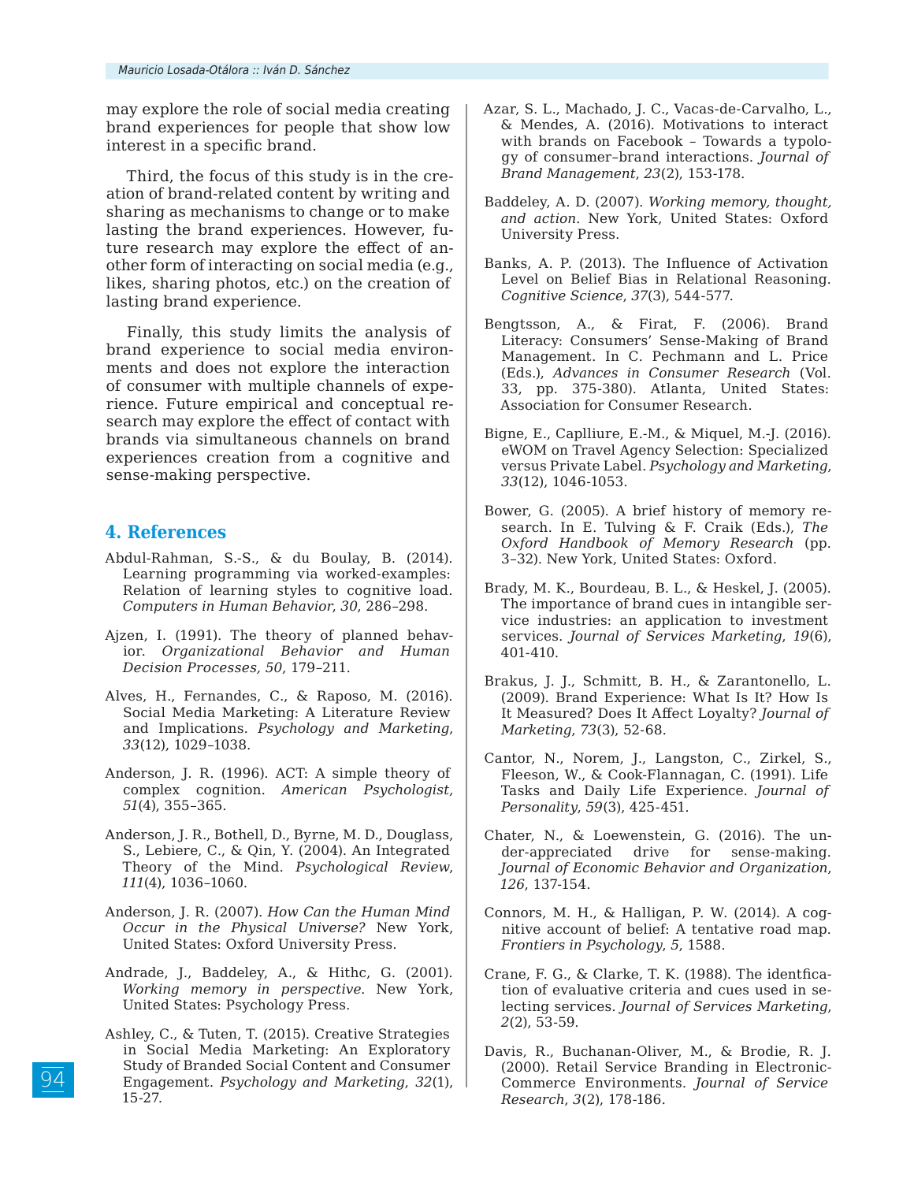may explore the role of social media creating brand experiences for people that show low interest in a specific brand.

Third, the focus of this study is in the creation of brand-related content by writing and sharing as mechanisms to change or to make lasting the brand experiences. However, future research may explore the effect of another form of interacting on social media (e.g., likes, sharing photos, etc.) on the creation of lasting brand experience.

Finally, this study limits the analysis of brand experience to social media environments and does not explore the interaction of consumer with multiple channels of experience. Future empirical and conceptual research may explore the effect of contact with brands via simultaneous channels on brand experiences creation from a cognitive and sense-making perspective.

## 4. References

Abdul-Rahman, S.-S., & du Boulay, B. (2014). Learning programming via worked-examples: Relation of learning styles to cognitive load. *Computers in Human Behavior*, *30*, 286–298.

Ajzen, I. (1991). The theory of planned behavior. *Organizational Behavior and Human Decision Processes, 50*, 179–211.

Alves, H., Fernandes, C., & Raposo, M. (2016). Social Media Marketing: A Literature Review and Implications. *Psychology and Marketing*, *33*(12), 1029–1038.

Anderson, J. R. (1996). ACT: A simple theory of complex cognition. *American Psychologist*, *51*(4), 355–365.

Anderson, J. R., Bothell, D., Byrne, M. D., Douglass, S., Lebiere, C., & Qin, Y. (2004). An Integrated Theory of the Mind. *Psychological Review*, *111*(4), 1036–1060.

Anderson, J. R. (2007). *How Can the Human Mind Occur in the Physical Universe?* New York, United States: Oxford University Press.

Andrade, J., Baddeley, A., & Hithc, G. (2001). *Working memory in perspective*. New York, United States: Psychology Press.

Ashley, C., & Tuten, T. (2015). Creative Strategies in Social Media Marketing: An Exploratory Study of Branded Social Content and Consumer Engagement. *Psychology and Marketing*, *32*(1), 15-27.

Azar, S. L., Machado, J. C., Vacas-de-Carvalho, L., & Mendes, A. (2016). Motivations to interact with brands on Facebook – Towards a typology of consumer–brand interactions. *Journal of Brand Management*, *23*(2), 153-178.

Baddeley, A. D. (2007). *Working memory, thought, and action*. New York, United States: Oxford University Press.

Banks, A. P. (2013). The Influence of Activation Level on Belief Bias in Relational Reasoning. *Cognitive Science*, *37*(3), 544-577.

Bengtsson, A., & Firat, F. (2006). Brand Literacy: Consumers' Sense-Making of Brand Management. In C. Pechmann and L. Price (Eds.), *Advances in Consumer Research* (Vol. 33, pp. 375-380). Atlanta, United States: Association for Consumer Research.

Bigne, E., Caplliure, E.-M., & Miquel, M.-J. (2016). eWOM on Travel Agency Selection: Specialized versus Private Label. *Psychology and Marketing*, *33*(12), 1046-1053.

Bower, G. (2005). A brief history of memory research. In E. Tulving & F. Craik (Eds.), *The Oxford Handbook of Memory Research* (pp. 3–32). New York, United States: Oxford.

Brady, M. K., Bourdeau, B. L., & Heskel, J. (2005). The importance of brand cues in intangible service industries: an application to investment services. *Journal of Services Marketing*, *19*(6), 401-410.

Brakus, J. J., Schmitt, B. H., & Zarantonello, L. (2009). Brand Experience: What Is It? How Is It Measured? Does It Affect Loyalty? *Journal of Marketing*, *73*(3), 52-68.

Cantor, N., Norem, J., Langston, C., Zirkel, S., Fleeson, W., & Cook-Flannagan, C. (1991). Life Tasks and Daily Life Experience. *Journal of Personality*, *59*(3), 425-451.

Chater, N., & Loewenstein, G. (2016). The under-appreciated drive for sense-making. *Journal of Economic Behavior and Organization*, *126*, 137-154.

Connors, M. H., & Halligan, P. W. (2014). A cognitive account of belief: A tentative road map. *Frontiers in Psychology*, *5*, 1588.

Crane, F. G., & Clarke, T. K. (1988). The identfication of evaluative criteria and cues used in selecting services. *Journal of Services Marketing*, *2*(2), 53-59.

Davis, R., Buchanan-Oliver, M., & Brodie, R. J. (2000). Retail Service Branding in Electronic-Commerce Environments. *Journal of Service Research*, *3*(2), 178-186.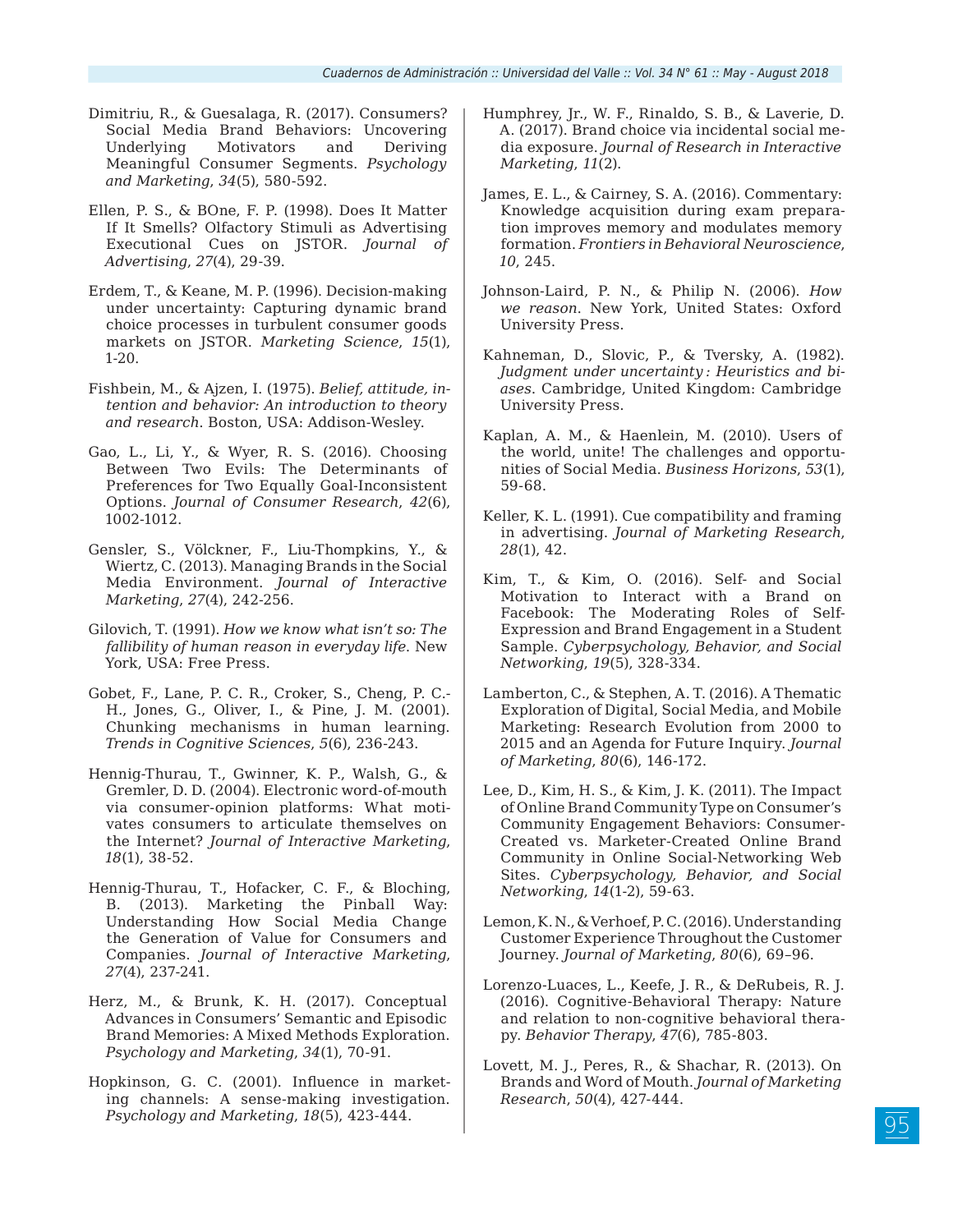Dimitriu, R., & Guesalaga, R. (2017). Consumers? Social Media Brand Behaviors: Uncovering Underlying Motivators and Deriving Meaningful Consumer Segments. *Psychology and Marketing*, *34*(5), 580-592.

Ellen, P. S., & BOne, F. P. (1998). Does It Matter If It Smells? Olfactory Stimuli as Advertising Executional Cues on JSTOR. *Journal of Advertising*, *27*(4), 29-39.

Erdem, T., & Keane, M. P. (1996). Decision-making under uncertainty: Capturing dynamic brand choice processes in turbulent consumer goods markets on JSTOR. *Marketing Science*, *15*(1), 1-20.

Fishbein, M., & Ajzen, I. (1975). *Belief, attitude, intention and behavior: An introduction to theory and research*. Boston, USA: Addison-Wesley.

Gao, L., Li, Y., & Wyer, R. S. (2016). Choosing Between Two Evils: The Determinants of Preferences for Two Equally Goal-Inconsistent Options. *Journal of Consumer Research*, *42*(6), 1002-1012.

Gensler, S., Völckner, F., Liu-Thompkins, Y., & Wiertz, C. (2013). Managing Brands in the Social Media Environment. *Journal of Interactive Marketing*, *27*(4), 242-256.

Gilovich, T. (1991). *How we know what isn't so: The fallibility of human reason in everyday life*. New York, USA: Free Press.

Gobet, F., Lane, P. C. R., Croker, S., Cheng, P. C.-H., Jones, G., Oliver, I., & Pine, J. M. (2001). Chunking mechanisms in human learning. *Trends in Cognitive Sciences*, *5*(6), 236-243.

Hennig-Thurau, T., Gwinner, K. P., Walsh, G., & Gremler, D. D. (2004). Electronic word-of-mouth via consumer-opinion platforms: What motivates consumers to articulate themselves on the Internet? *Journal of Interactive Marketing*, *18*(1), 38-52.

Hennig-Thurau, T., Hofacker, C. F., & Bloching, B. (2013). Marketing the Pinball Way: Understanding How Social Media Change the Generation of Value for Consumers and Companies. *Journal of Interactive Marketing*, *27*(4), 237-241.

Herz, M., & Brunk, K. H. (2017). Conceptual Advances in Consumers' Semantic and Episodic Brand Memories: A Mixed Methods Exploration. *Psychology and Marketing*, *34*(1), 70-91.

Hopkinson, G. C. (2001). Influence in marketing channels: A sense-making investigation. *Psychology and Marketing*, *18*(5), 423-444.

Humphrey, Jr., W. F., Rinaldo, S. B., & Laverie, D. A. (2017). Brand choice via incidental social media exposure. *Journal of Research in Interactive Marketing*, *11*(2).

James, E. L., & Cairney, S. A. (2016). Commentary: Knowledge acquisition during exam preparation improves memory and modulates memory formation. *Frontiers in Behavioral Neuroscience*, *10*, 245.

Johnson-Laird, P. N., & Philip N. (2006). *How we reason*. New York, United States: Oxford University Press.

Kahneman, D., Slovic, P., & Tversky, A. (1982). *Judgment under uncertainty : Heuristics and biases*. Cambridge, United Kingdom: Cambridge University Press.

Kaplan, A. M., & Haenlein, M. (2010). Users of the world, unite! The challenges and opportunities of Social Media. *Business Horizons*, *53*(1), 59-68.

Keller, K. L. (1991). Cue compatibility and framing in advertising. *Journal of Marketing Research*, *28*(1), 42.

Kim, T., & Kim, O. (2016). Self- and Social Motivation to Interact with a Brand on Facebook: The Moderating Roles of Self-Expression and Brand Engagement in a Student Sample. *Cyberpsychology, Behavior, and Social Networking*, *19*(5), 328-334.

Lamberton, C., & Stephen, A. T. (2016). A Thematic Exploration of Digital, Social Media, and Mobile Marketing: Research Evolution from 2000 to 2015 and an Agenda for Future Inquiry. *Journal of Marketing*, *80*(6), 146-172.

Lee, D., Kim, H. S., & Kim, J. K. (2011). The Impact of Online Brand Community Type on Consumer's Community Engagement Behaviors: Consumer-Created vs. Marketer-Created Online Brand Community in Online Social-Networking Web Sites. *Cyberpsychology, Behavior, and Social Networking*, *14*(1-2), 59-63.

Lemon, K. N., & Verhoef, P. C. (2016). Understanding Customer Experience Throughout the Customer Journey. *Journal of Marketing*, *80*(6), 69–96.

Lorenzo-Luaces, L., Keefe, J. R., & DeRubeis, R. J. (2016). Cognitive-Behavioral Therapy: Nature and relation to non-cognitive behavioral therapy. *Behavior Therapy*, *47*(6), 785-803.

Lovett, M. J., Peres, R., & Shachar, R. (2013). On Brands and Word of Mouth. *Journal of Marketing Research*, *50*(4), 427-444.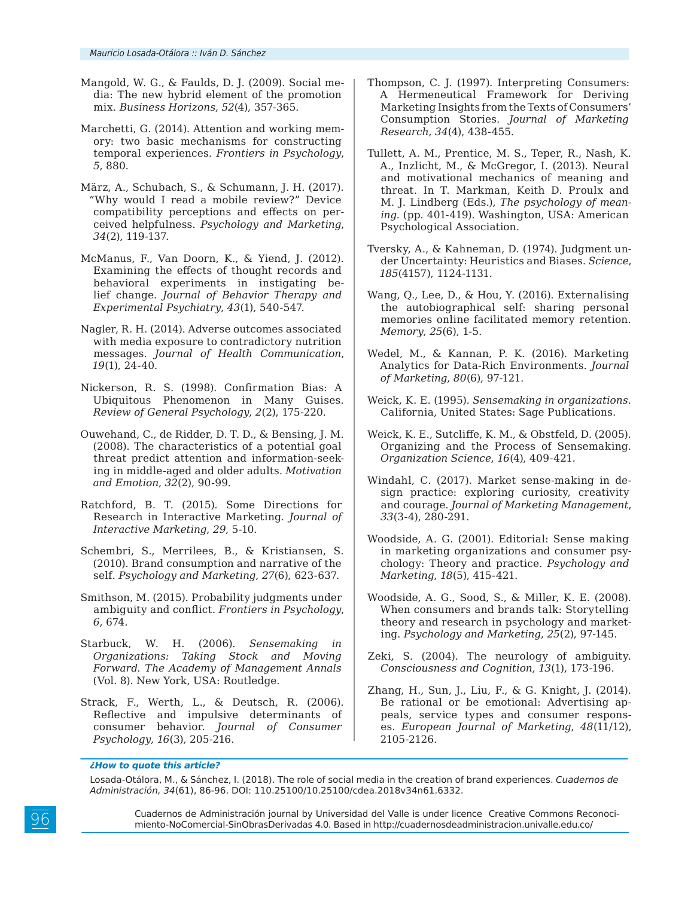Mangold, W. G., & Faulds, D. J. (2009). Social media: The new hybrid element of the promotion mix. *Business Horizons*, *52*(4), 357-365.

Marchetti, G. (2014). Attention and working memory: two basic mechanisms for constructing temporal experiences. *Frontiers in Psychology*, *5*, 880.

März, A., Schubach, S., & Schumann, J. H. (2017). "Why would I read a mobile review?" Device compatibility perceptions and effects on perceived helpfulness. *Psychology and Marketing*, *34*(2), 119-137.

McManus, F., Van Doorn, K., & Yiend, J. (2012). Examining the effects of thought records and behavioral experiments in instigating belief change. *Journal of Behavior Therapy and Experimental Psychiatry*, *43*(1), 540-547.

Nagler, R. H. (2014). Adverse outcomes associated with media exposure to contradictory nutrition messages. *Journal of Health Communication*, *19*(1), 24-40.

Nickerson, R. S. (1998). Confirmation Bias: A Ubiquitous Phenomenon in Many Guises. *Review of General Psychology*, *2*(2), 175-220.

Ouwehand, C., de Ridder, D. T. D., & Bensing, J. M. (2008). The characteristics of a potential goal threat predict attention and information-seeking in middle-aged and older adults. *Motivation and Emotion*, *32*(2), 90-99.

Ratchford, B. T. (2015). Some Directions for Research in Interactive Marketing. *Journal of Interactive Marketing*, *29*, 5-10.

Schembri, S., Merrilees, B., & Kristiansen, S. (2010). Brand consumption and narrative of the self. *Psychology and Marketing*, *27*(6), 623-637.

Smithson, M. (2015). Probability judgments under ambiguity and conflict. *Frontiers in Psychology*, *6*, 674.

Starbuck, W. H. (2006). *Sensemaking in Organizations: Taking Stock and Moving Forward*. *The Academy of Management Annals* (Vol. 8). New York, USA: Routledge.

Strack, F., Werth, L., & Deutsch, R. (2006). Reflective and impulsive determinants of consumer behavior. *Journal of Consumer Psychology*, *16*(3), 205-216.

Thompson, C. J. (1997). Interpreting Consumers: A Hermeneutical Framework for Deriving Marketing Insights from the Texts of Consumers' Consumption Stories. *Journal of Marketing Research*, *34*(4), 438-455.

Tullett, A. M., Prentice, M. S., Teper, R., Nash, K. A., Inzlicht, M., & McGregor, I. (2013). Neural and motivational mechanics of meaning and threat. In T. Markman, Keith D. Proulx and M. J. Lindberg (Eds.), *The psychology of meaning*. (pp. 401-419). Washington, USA: American Psychological Association.

Tversky, A., & Kahneman, D. (1974). Judgment under Uncertainty: Heuristics and Biases. *Science*, *185*(4157), 1124-1131.

Wang, Q., Lee, D., & Hou, Y. (2016). Externalising the autobiographical self: sharing personal memories online facilitated memory retention. *Memory*, *25*(6), 1-5.

Wedel, M., & Kannan, P. K. (2016). Marketing Analytics for Data-Rich Environments. *Journal of Marketing*, *80*(6), 97-121.

Weick, K. E. (1995). *Sensemaking in organizations*. California, United States: Sage Publications.

Weick, K. E., Sutcliffe, K. M., & Obstfeld, D. (2005). Organizing and the Process of Sensemaking. *Organization Science*, *16*(4), 409-421.

Windahl, C. (2017). Market sense-making in design practice: exploring curiosity, creativity and courage. *Journal of Marketing Management*, *33*(3-4), 280-291.

Woodside, A. G. (2001). Editorial: Sense making in marketing organizations and consumer psychology: Theory and practice. *Psychology and Marketing*, *18*(5), 415-421.

Woodside, A. G., Sood, S., & Miller, K. E. (2008). When consumers and brands talk: Storytelling theory and research in psychology and marketing. *Psychology and Marketing*, *25*(2), 97-145.

Zeki, S. (2004). The neurology of ambiguity. *Consciousness and Cognition*, *13*(1), 173-196.

Zhang, H., Sun, J., Liu, F., & G. Knight, J. (2014). Be rational or be emotional: Advertising appeals, service types and consumer responses. *European Journal of Marketing*, *48*(11/12), 2105-2126.

***¿How to quote this article?***

Losada-Otálora, M., & Sánchez, I. (2018). The role of social media in the creation of brand experiences. *Cuadernos de Administración*, *34*(61), 86-96. DOI: 110.25100/10.25100/cdea.2018v34n61.6332.

Cuadernos de Administración journal by Universidad del Valle is under licence Creative Commons Reconocimiento-NoComercial-SinObrasDerivadas 4.0. Based in http://cuadernosdeadministracion.univalle.edu.co/